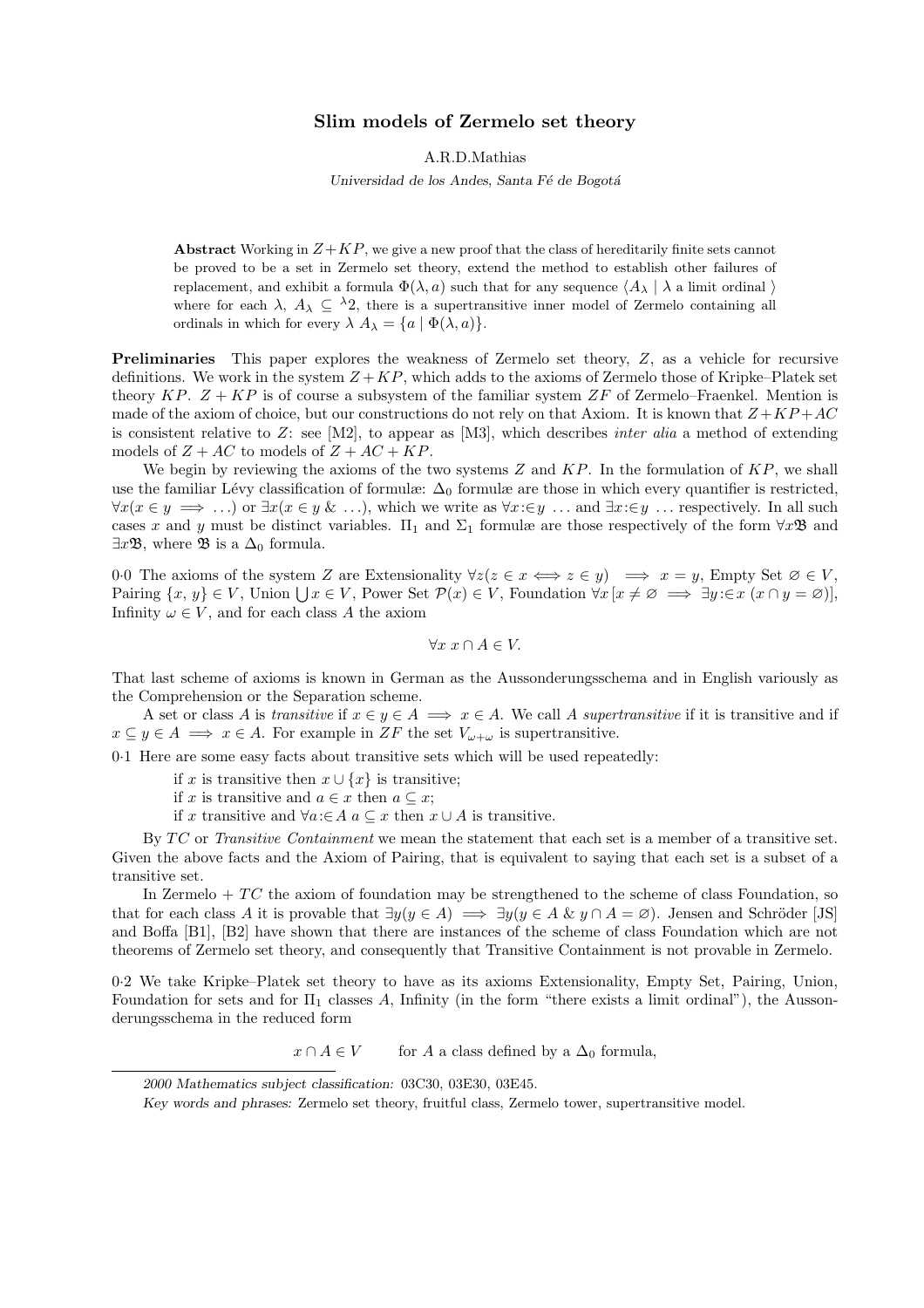# Slim models of Zermelo set theory

A.R.D.Mathias

*Universidad de los Andes, Santa Fé de Bogotá*

**Abstract** Working in $Z+KP$, we give a new proof that the class of hereditarily finite sets cannot be proved to be a set in Zermelo set theory, extend the method to establish other failures of replacement, and exhibit a formula $\Phi(\lambda, a)$ such that for any sequence $\langle A_\lambda \mid \lambda \text{ a limit ordinal} \rangle$ where for each $\lambda$, $A_\lambda \subseteq {}^\lambda 2$, there is a supertransitive inner model of Zermelo containing all ordinals in which for every $\lambda$ $A_\lambda = \{a \mid \Phi(\lambda, a)\}$.

**Preliminaries** This paper explores the weakness of Zermelo set theory, $Z$, as a vehicle for recursive definitions. We work in the system $Z+KP$, which adds to the axioms of Zermelo those of Kripke–Platek set theory $KP$. $Z+KP$ is of course a subsystem of the familiar system $ZF$ of Zermelo–Fraenkel. Mention is made of the axiom of choice, but our constructions do not rely on that Axiom. It is known that $Z+KP+AC$ is consistent relative to $Z$: see [M2], to appear as [M3], which describes *inter alia* a method of extending models of $Z+AC$ to models of $Z+AC+KP$.

We begin by reviewing the axioms of the two systems $Z$ and $KP$. In the formulation of $KP$, we shall use the familiar Lévy classification of formulæ: $\Delta_0$ formulæ are those in which every quantifier is restricted, $\forall x(x \in y \implies \ldots)$ or $\exists x(x \in y \;\&\; \ldots)$, which we write as $\forall x{:}{\in} y \;\ldots$ and $\exists x{:}{\in} y \;\ldots$ respectively. In all such cases $x$ and $y$ must be distinct variables. $\Pi_1$ and $\Sigma_1$ formulæ are those respectively of the form $\forall x \mathfrak{B}$ and $\exists x \mathfrak{B}$, where $\mathfrak{B}$ is a $\Delta_0$ formula.

0·0 The axioms of the system $Z$ are Extensionality $\forall z(z \in x \iff z \in y) \implies x = y$, Empty Set $\varnothing \in V$, Pairing $\{x, y\} \in V$, Union $\bigcup x \in V$, Power Set $\mathcal{P}(x) \in V$, Foundation $\forall x\,[x \neq \varnothing \implies \exists y{:}{\in} x\, (x \cap y = \varnothing)]$, Infinity $\omega \in V$, and for each class $A$ the axiom

$$\forall x \; x \cap A \in V.$$

That last scheme of axioms is known in German as the Aussonderungsschema and in English variously as the Comprehension or the Separation scheme.

A set or class $A$ is *transitive* if $x \in y \in A \implies x \in A$. We call $A$ *supertransitive* if it is transitive and if $x \subseteq y \in A \implies x \in A$. For example in $ZF$ the set $V_{\omega+\omega}$ is supertransitive.

0·1 Here are some easy facts about transitive sets which will be used repeatedly:

if $x$ is transitive then $x \cup \{x\}$ is transitive;
if $x$ is transitive and $a \in x$ then $a \subseteq x$;
if $x$ transitive and $\forall a{:}{\in} A\; a \subseteq x$ then $x \cup A$ is transitive.

By $TC$ or *Transitive Containment* we mean the statement that each set is a member of a transitive set. Given the above facts and the Axiom of Pairing, that is equivalent to saying that each set is a subset of a transitive set.

In Zermelo + $TC$ the axiom of foundation may be strengthened to the scheme of class Foundation, so that for each class $A$ it is provable that $\exists y(y \in A) \implies \exists y(y \in A \;\&\; y \cap A = \varnothing)$. Jensen and Schröder [JS] and Boffa [B1], [B2] have shown that there are instances of the scheme of class Foundation which are not theorems of Zermelo set theory, and consequently that Transitive Containment is not provable in Zermelo.

0·2 We take Kripke–Platek set theory to have as its axioms Extensionality, Empty Set, Pairing, Union, Foundation for sets and for $\Pi_1$ classes $A$, Infinity (in the form "there exists a limit ordinal"), the Aussonderungsschema in the reduced form

$$x \cap A \in V \qquad \text{for } A \text{ a class defined by a } \Delta_0 \text{ formula,}$$

---

*2000 Mathematics subject classification:* 03C30, 03E30, 03E45.

*Key words and phrases:* Zermelo set theory, fruitful class, Zermelo tower, supertransitive model.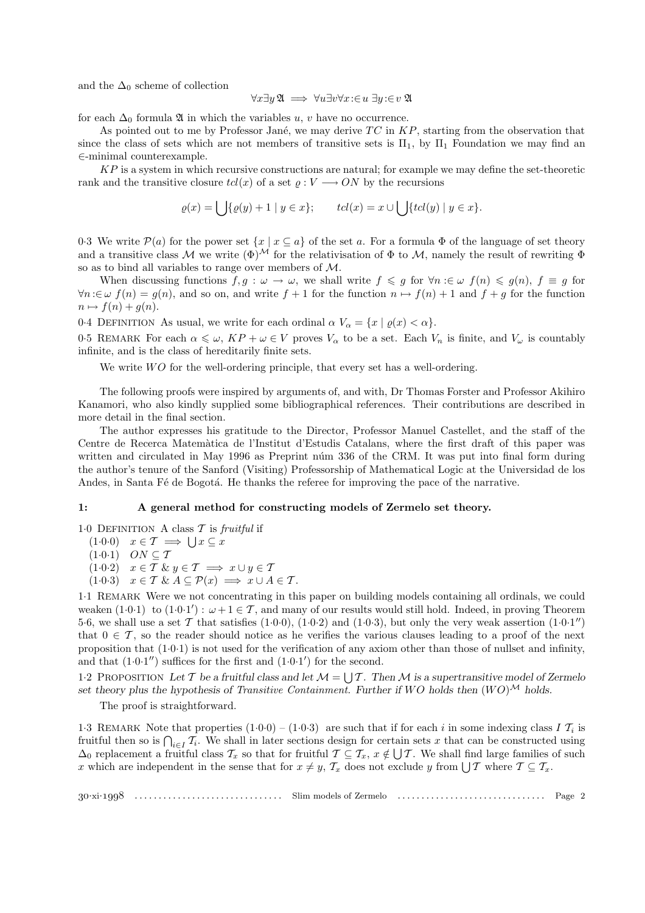and the $\Delta_0$ scheme of collection

$$\forall x \exists y\, \mathfrak{A} \implies \forall u \exists v \forall x :\in u\ \exists y :\in v\ \mathfrak{A}$$

for each $\Delta_0$ formula $\mathfrak{A}$ in which the variables $u$, $v$ have no occurrence.

As pointed out to me by Professor Jané, we may derive $TC$ in $KP$, starting from the observation that since the class of sets which are not members of transitive sets is $\Pi_1$, by $\Pi_1$ Foundation we may find an $\in$-minimal counterexample.

$KP$ is a system in which recursive constructions are natural; for example we may define the set-theoretic rank and the transitive closure $tcl(x)$ of a set $\varrho : V \longrightarrow ON$ by the recursions

$$\varrho(x) = \bigcup\{\varrho(y) + 1 \mid y \in x\}; \qquad tcl(x) = x \cup \bigcup\{tcl(y) \mid y \in x\}.$$

0·3 We write $\mathcal{P}(a)$ for the power set $\{x \mid x \subseteq a\}$ of the set $a$. For a formula $\Phi$ of the language of set theory and a transitive class $\mathcal{M}$ we write $(\Phi)^{\mathcal{M}}$ for the relativisation of $\Phi$ to $\mathcal{M}$, namely the result of rewriting $\Phi$ so as to bind all variables to range over members of $\mathcal{M}$.

When discussing functions $f, g : \omega \to \omega$, we shall write $f \leqslant g$ for $\forall n :\in \omega\ f(n) \leqslant g(n)$, $f \equiv g$ for $\forall n :\in \omega\ f(n) = g(n)$, and so on, and write $f + 1$ for the function $n \mapsto f(n) + 1$ and $f + g$ for the function $n \mapsto f(n) + g(n)$.

0·4 Definition As usual, we write for each ordinal $\alpha$ $V_\alpha = \{x \mid \varrho(x) < \alpha\}$.

0·5 Remark For each $\alpha \leqslant \omega$, $KP + \omega \in V$ proves $V_\alpha$ to be a set. Each $V_n$ is finite, and $V_\omega$ is countably infinite, and is the class of hereditarily finite sets.

We write $WO$ for the well-ordering principle, that every set has a well-ordering.

The following proofs were inspired by arguments of, and with, Dr Thomas Forster and Professor Akihiro Kanamori, who also kindly supplied some bibliographical references. Their contributions are described in more detail in the final section.

The author expresses his gratitude to the Director, Professor Manuel Castellet, and the staff of the Centre de Recerca Matemàtica de l'Institut d'Estudis Catalans, where the first draft of this paper was written and circulated in May 1996 as Preprint núm 336 of the CRM. It was put into final form during the author's tenure of the Sanford (Visiting) Professorship of Mathematical Logic at the Universidad de los Andes, in Santa Fé de Bogotá. He thanks the referee for improving the pace of the narrative.

## 1: A general method for constructing models of Zermelo set theory.

1·0 Definition A class $\mathcal{T}$ is *fruitful* if

- (1·0·0) $x \in \mathcal{T} \implies \bigcup x \subseteq x$
- (1·0·1) $ON \subseteq \mathcal{T}$
- (1·0·2) $x \in \mathcal{T}\ \&\ y \in \mathcal{T} \implies x \cup y \in \mathcal{T}$
- (1·0·3) $x \in \mathcal{T}\ \&\ A \subseteq \mathcal{P}(x) \implies x \cup A \in \mathcal{T}$.

1·1 Remark Were we not concentrating in this paper on building models containing all ordinals, we could weaken (1·0·1) to (1·0·1$'$) : $\omega + 1 \in \mathcal{T}$, and many of our results would still hold. Indeed, in proving Theorem 5·6, we shall use a set $\mathcal{T}$ that satisfies (1·0·0), (1·0·2) and (1·0·3), but only the very weak assertion (1·0·1$''$) that $0 \in \mathcal{T}$, so the reader should notice as he verifies the various clauses leading to a proof of the next proposition that (1·0·1) is not used for the verification of any axiom other than those of nullset and infinity, and that (1·0·1$''$) suffices for the first and (1·0·1$'$) for the second.

1·2 Proposition *Let $\mathcal{T}$ be a fruitful class and let $\mathcal{M} = \bigcup \mathcal{T}$. Then $\mathcal{M}$ is a supertransitive model of Zermelo set theory plus the hypothesis of Transitive Containment. Further if $WO$ holds then $(WO)^{\mathcal{M}}$ holds.*

The proof is straightforward.

1·3 Remark Note that properties (1·0·0) – (1·0·3) are such that if for each $i$ in some indexing class $I$ $\mathcal{T}_i$ is fruitful then so is $\bigcap_{i \in I} \mathcal{T}_i$. We shall in later sections design for certain sets $x$ that can be constructed using $\Delta_0$ replacement a fruitful class $\mathcal{T}_x$ so that for fruitful $\mathcal{T} \subseteq \mathcal{T}_x$, $x \notin \bigcup \mathcal{T}$. We shall find large families of such $x$ which are independent in the sense that for $x \neq y$, $\mathcal{T}_x$ does not exclude $y$ from $\bigcup \mathcal{T}$ where $\mathcal{T} \subseteq \mathcal{T}_x$.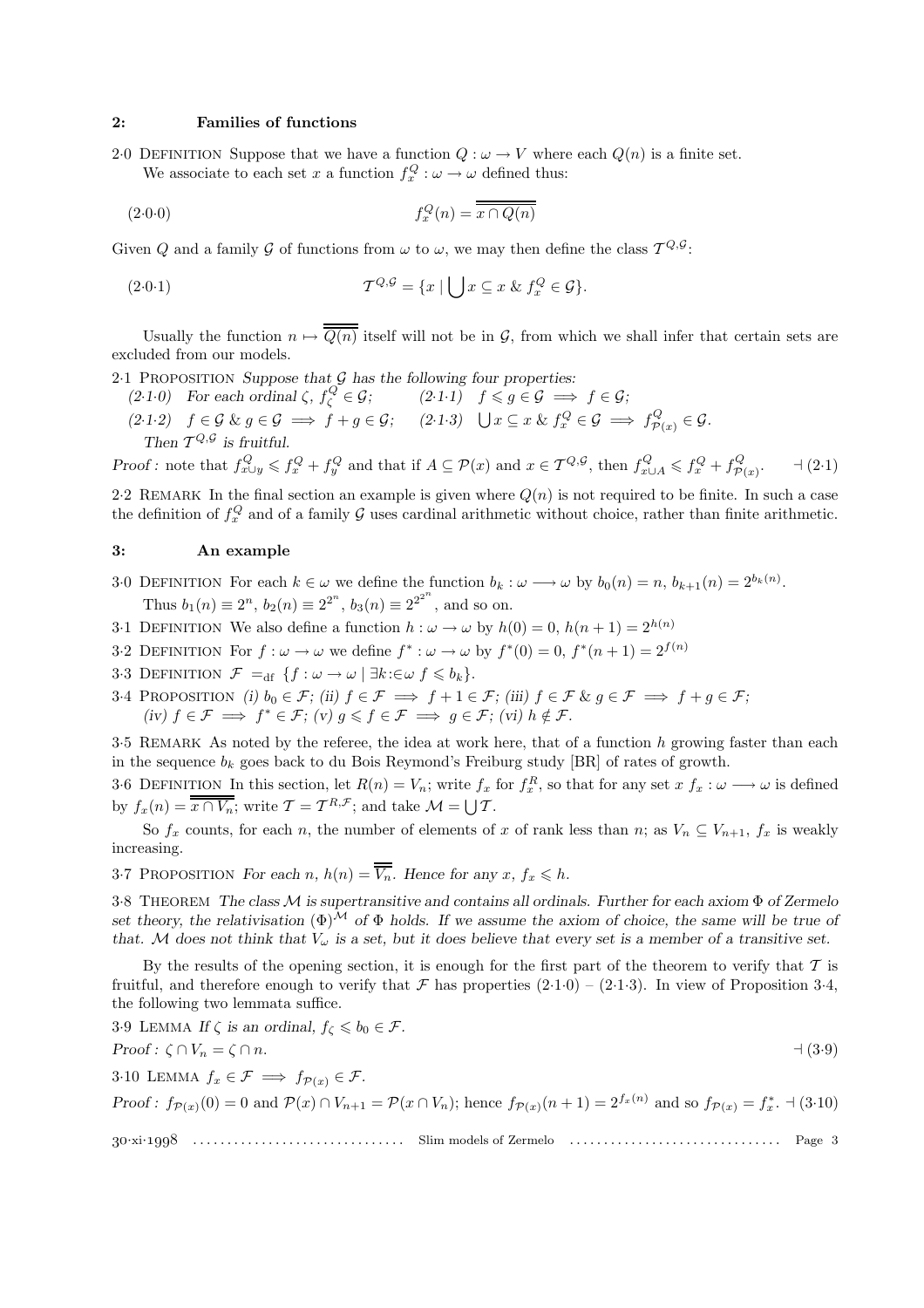## 2: Families of functions

2·0 Definition Suppose that we have a function $Q : \omega \to V$ where each $Q(n)$ is a finite set. We associate to each set $x$ a function $f^Q_x : \omega \to \omega$ defined thus:

$$f^Q_x(n) = \overline{\overline{x \cap Q(n)}} \tag{2·0·0}$$

Given $Q$ and a family $\mathcal{G}$ of functions from $\omega$ to $\omega$, we may then define the class $\mathcal{T}^{Q,\mathcal{G}}$:

$$\mathcal{T}^{Q,\mathcal{G}} = \{x \mid \bigcup x \subseteq x \;\&\; f^Q_x \in \mathcal{G}\}. \tag{2·0·1}$$

Usually the function $n \mapsto \overline{\overline{Q(n)}}$ itself will not be in $\mathcal{G}$, from which we shall infer that certain sets are excluded from our models.

2·1 Proposition *Suppose that* $\mathcal{G}$ *has the following four properties:*
*(2·1·0) For each ordinal* $\zeta$, $f^Q_\zeta \in \mathcal{G}$; *(2·1·1)* $f \leqslant g \in \mathcal{G} \implies f \in \mathcal{G}$;
*(2·1·2)* $f \in \mathcal{G} \;\&\; g \in \mathcal{G} \implies f + g \in \mathcal{G}$; *(2·1·3)* $\bigcup x \subseteq x \;\&\; f^Q_x \in \mathcal{G} \implies f^Q_{\mathcal{P}(x)} \in \mathcal{G}$.
*Then* $\mathcal{T}^{Q,\mathcal{G}}$ *is fruitful.*

*Proof:* note that $f^Q_{x \cup y} \leqslant f^Q_x + f^Q_y$ and that if $A \subseteq \mathcal{P}(x)$ and $x \in \mathcal{T}^{Q,\mathcal{G}}$, then $f^Q_{x \cup A} \leqslant f^Q_x + f^Q_{\mathcal{P}(x)}$. ⊣ (2·1)

2·2 Remark In the final section an example is given where $Q(n)$ is not required to be finite. In such a case the definition of $f^Q_x$ and of a family $\mathcal{G}$ uses cardinal arithmetic without choice, rather than finite arithmetic.

## 3: An example

3·0 Definition For each $k \in \omega$ we define the function $b_k : \omega \longrightarrow \omega$ by $b_0(n) = n$, $b_{k+1}(n) = 2^{b_k(n)}$. Thus $b_1(n) \equiv 2^n$, $b_2(n) \equiv 2^{2^n}$, $b_3(n) \equiv 2^{2^{2^n}}$, and so on.

3·1 Definition We also define a function $h : \omega \to \omega$ by $h(0) = 0$, $h(n+1) = 2^{h(n)}$

3·2 Definition For $f : \omega \to \omega$ we define $f^* : \omega \to \omega$ by $f^*(0) = 0$, $f^*(n+1) = 2^{f(n)}$

3·3 Definition $\mathcal{F} =_{\rm df} \{f : \omega \to \omega \mid \exists k{:}{\in}\omega\; f \leqslant b_k\}$.

3·4 Proposition *(i)* $b_0 \in \mathcal{F}$; *(ii)* $f \in \mathcal{F} \implies f + 1 \in \mathcal{F}$; *(iii)* $f \in \mathcal{F} \;\&\; g \in \mathcal{F} \implies f + g \in \mathcal{F}$; *(iv)* $f \in \mathcal{F} \implies f^* \in \mathcal{F}$; *(v)* $g \leqslant f \in \mathcal{F} \implies g \in \mathcal{F}$; *(vi)* $h \notin \mathcal{F}$.

3·5 Remark As noted by the referee, the idea at work here, that of a function $h$ growing faster than each in the sequence $b_k$ goes back to du Bois Reymond's Freiburg study [BR] of rates of growth.

3·6 Definition In this section, let $R(n) = V_n$; write $f_x$ for $f^R_x$, so that for any set $x$ $f_x : \omega \longrightarrow \omega$ is defined by $f_x(n) = \overline{\overline{x \cap V_n}}$; write $\mathcal{T} = \mathcal{T}^{R,\mathcal{F}}$; and take $\mathcal{M} = \bigcup \mathcal{T}$.

So $f_x$ counts, for each $n$, the number of elements of $x$ of rank less than $n$; as $V_n \subseteq V_{n+1}$, $f_x$ is weakly increasing.

3·7 Proposition *For each* $n$, $h(n) = \overline{\overline{V_n}}$. *Hence for any* $x$, $f_x \leqslant h$.

3·8 Theorem *The class* $\mathcal{M}$ *is supertransitive and contains all ordinals. Further for each axiom* $\Phi$ *of Zermelo set theory, the relativisation* $(\Phi)^{\mathcal{M}}$ *of* $\Phi$ *holds. If we assume the axiom of choice, the same will be true of that.* $\mathcal{M}$ *does not think that* $V_\omega$ *is a set, but it does believe that every set is a member of a transitive set.*

By the results of the opening section, it is enough for the first part of the theorem to verify that $\mathcal{T}$ is fruitful, and therefore enough to verify that $\mathcal{F}$ has properties (2·1·0) – (2·1·3). In view of Proposition 3·4, the following two lemmata suffice.

3·9 Lemma *If* $\zeta$ *is an ordinal,* $f_\zeta \leqslant b_0 \in \mathcal{F}$.

*Proof:* $\zeta \cap V_n = \zeta \cap n$. ⊣ (3·9)

3·10 Lemma $f_x \in \mathcal{F} \implies f_{\mathcal{P}(x)} \in \mathcal{F}$.

*Proof:* $f_{\mathcal{P}(x)}(0) = 0$ and $\mathcal{P}(x) \cap V_{n+1} = \mathcal{P}(x \cap V_n)$; hence $f_{\mathcal{P}(x)}(n+1) = 2^{f_x(n)}$ and so $f_{\mathcal{P}(x)} = f^*_x$. ⊣ (3·10)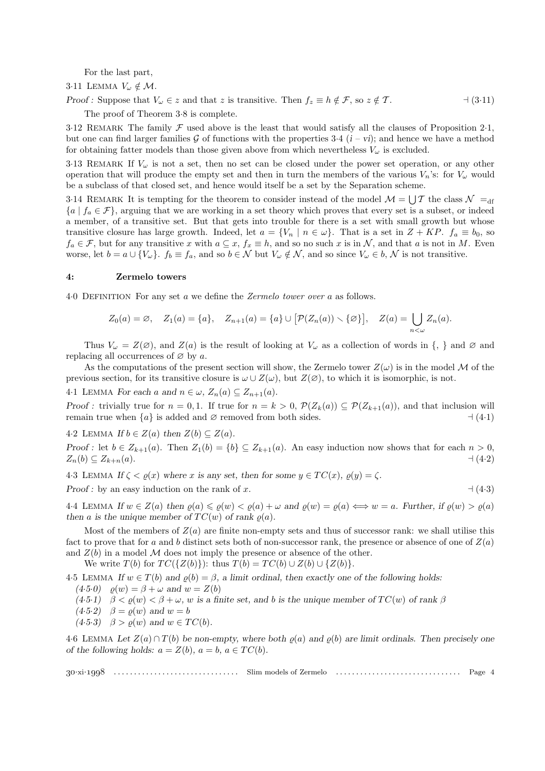For the last part,

3·11 Lemma *$V_\omega \notin \mathcal{M}$.*

*Proof :* Suppose that $V_\omega \in z$ and that $z$ is transitive. Then $f_z \equiv h \notin \mathcal{F}$, so $z \notin \mathcal{T}$. ⊣ (3·11)

The proof of Theorem 3·8 is complete.

3·12 Remark The family $\mathcal{F}$ used above is the least that would satisfy all the clauses of Proposition 2·1, but one can find larger families $\mathcal{G}$ of functions with the properties 3·4 ($i$ – $vi$); and hence we have a method for obtaining fatter models than those given above from which nevertheless $V_\omega$ is excluded.

3·13 Remark If $V_\omega$ is not a set, then no set can be closed under the power set operation, or any other operation that will produce the empty set and then in turn the members of the various $V_n$'s: for $V_\omega$ would be a subclass of that closed set, and hence would itself be a set by the Separation scheme.

3·14 Remark It is tempting for the theorem to consider instead of the model $\mathcal{M} = \bigcup \mathcal{T}$ the class $\mathcal{N} =_{\rm df} \{a \mid f_a \in \mathcal{F}\}$, arguing that we are working in a set theory which proves that every set is a subset, or indeed a member, of a transitive set. But that gets into trouble for there is a set with small growth but whose transitive closure has large growth. Indeed, let $a = \{V_n \mid n \in \omega\}$. That is a set in $Z + KP$. $f_a \equiv b_0$, so $f_a \in \mathcal{F}$, but for any transitive $x$ with $a \subseteq x$, $f_x \equiv h$, and so no such $x$ is in $\mathcal{N}$, and that $a$ is not in $M$. Even worse, let $b = a \cup \{V_\omega\}$. $f_b \equiv f_a$, and so $b \in \mathcal{N}$ but $V_\omega \notin \mathcal{N}$, and so since $V_\omega \in b$, $\mathcal{N}$ is not transitive.

## 4: Zermelo towers

4·0 Definition For any set $a$ we define the *Zermelo tower over $a$* as follows.

$$Z_0(a) = \varnothing, \quad Z_1(a) = \{a\}, \quad Z_{n+1}(a) = \{a\} \cup \big[\mathcal{P}(Z_n(a)) \setminus \{\varnothing\}\big], \quad Z(a) = \bigcup_{n<\omega} Z_n(a).$$

Thus $V_\omega = Z(\varnothing)$, and $Z(a)$ is the result of looking at $V_\omega$ as a collection of words in {, } and $\varnothing$ and replacing all occurrences of $\varnothing$ by $a$.

As the computations of the present section will show, the Zermelo tower $Z(\omega)$ is in the model $\mathcal{M}$ of the previous section, for its transitive closure is $\omega \cup Z(\omega)$, but $Z(\varnothing)$, to which it is isomorphic, is not.

4·1 Lemma *For each $a$ and $n \in \omega$, $Z_n(a) \subseteq Z_{n+1}(a)$.*

*Proof :* trivially true for $n = 0, 1$. If true for $n = k > 0$, $\mathcal{P}(Z_k(a)) \subseteq \mathcal{P}(Z_{k+1}(a))$, and that inclusion will remain true when $\{a\}$ is added and $\varnothing$ removed from both sides. ⊣ (4·1)

4·2 Lemma *If $b \in Z(a)$ then $Z(b) \subseteq Z(a)$.*

*Proof :* let $b \in Z_{k+1}(a)$. Then $Z_1(b) = \{b\} \subseteq Z_{k+1}(a)$. An easy induction now shows that for each $n > 0$, $Z_n(b) \subseteq Z_{k+n}(a)$. ⊣ (4·2)

4·3 Lemma *If $\zeta < \varrho(x)$ where $x$ is any set, then for some $y \in TC(x)$, $\varrho(y) = \zeta$.*

*Proof :* by an easy induction on the rank of $x$. ⊣ (4·3)

4·4 Lemma *If $w \in Z(a)$ then $\varrho(a) \leqslant \varrho(w) < \varrho(a) + \omega$ and $\varrho(w) = \varrho(a) \iff w = a$. Further, if $\varrho(w) > \varrho(a)$ then $a$ is the unique member of $TC(w)$ of rank $\varrho(a)$.*

Most of the members of $Z(a)$ are finite non-empty sets and thus of successor rank: we shall utilise this fact to prove that for $a$ and $b$ distinct sets both of non-successor rank, the presence or absence of one of $Z(a)$ and $Z(b)$ in a model $\mathcal{M}$ does not imply the presence or absence of the other.

We write $T(b)$ for $TC(\{Z(b)\})$: thus $T(b) = TC(b) \cup Z(b) \cup \{Z(b)\}$.

4·5 Lemma *If $w \in T(b)$ and $\varrho(b) = \beta$, a limit ordinal, then exactly one of the following holds:*

*(4·5·0) $\varrho(w) = \beta + \omega$ and $w = Z(b)$*

*(4·5·1) $\beta < \varrho(w) < \beta + \omega$, $w$ is a finite set, and $b$ is the unique member of $TC(w)$ of rank $\beta$*

*(4·5·2) $\beta = \varrho(w)$ and $w = b$*

*(4·5·3) $\beta > \varrho(w)$ and $w \in TC(b)$.*

4·6 Lemma *Let $Z(a) \cap T(b)$ be non-empty, where both $\varrho(a)$ and $\varrho(b)$ are limit ordinals. Then precisely one of the following holds: $a = Z(b)$, $a = b$, $a \in TC(b)$.*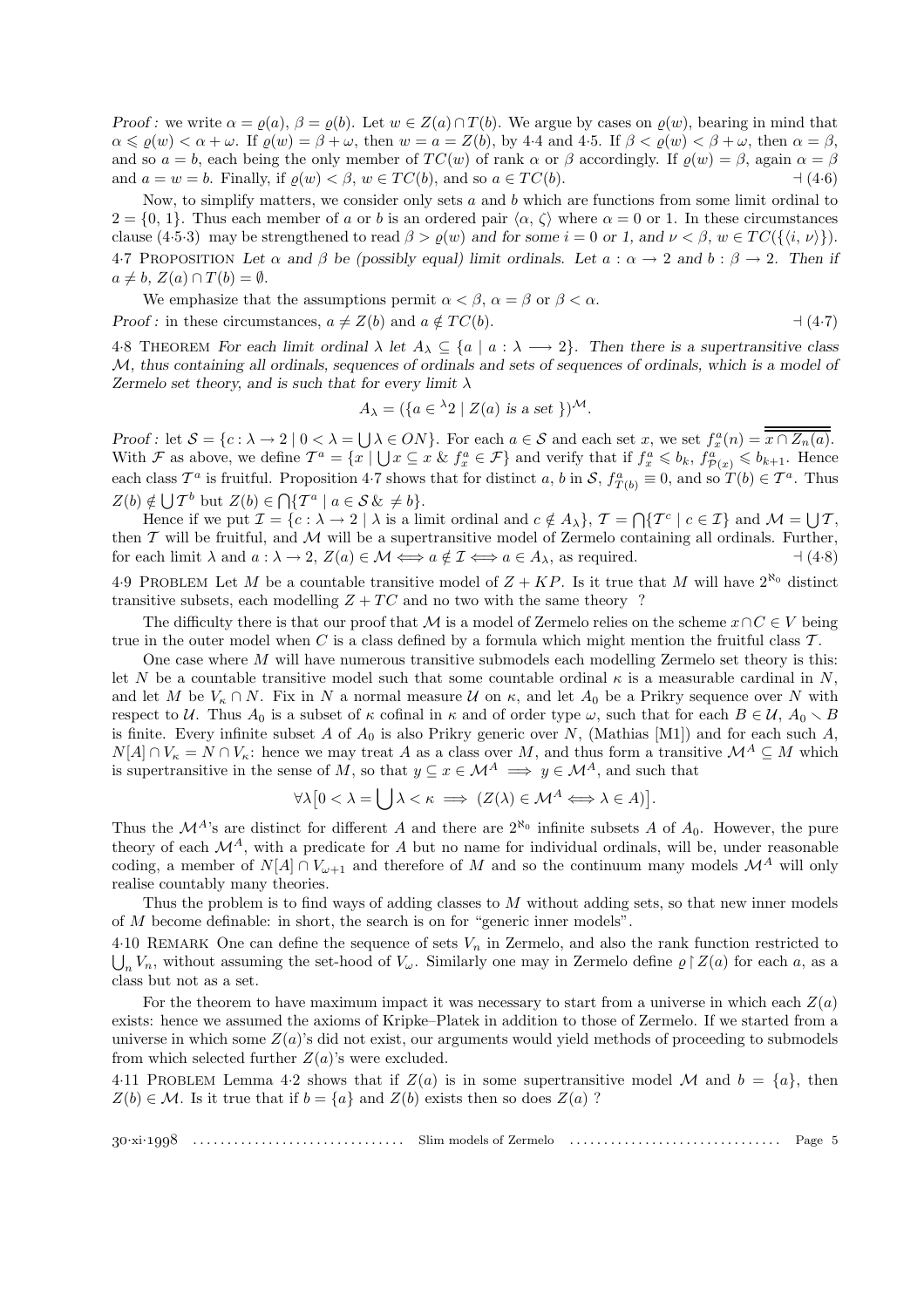*Proof :* we write $\alpha = \varrho(a)$, $\beta = \varrho(b)$. Let $w \in Z(a) \cap T(b)$. We argue by cases on $\varrho(w)$, bearing in mind that $\alpha \leqslant \varrho(w) < \alpha + \omega$. If $\varrho(w) = \beta + \omega$, then $w = a = Z(b)$, by 4·4 and 4·5. If $\beta < \varrho(w) < \beta + \omega$, then $\alpha = \beta$, and so $a = b$, each being the only member of $TC(w)$ of rank $\alpha$ or $\beta$ accordingly. If $\varrho(w) = \beta$, again $\alpha = \beta$ and $a = w = b$. Finally, if $\varrho(w) < \beta$, $w \in TC(b)$, and so $a \in TC(b)$. $\dashv$ (4·6)

Now, to simplify matters, we consider only sets $a$ and $b$ which are functions from some limit ordinal to $2 = \{0, 1\}$. Thus each member of $a$ or $b$ is an ordered pair $\langle \alpha, \zeta \rangle$ where $\alpha = 0$ or 1. In these circumstances clause (4·5·3) may be strengthened to read *$\beta > \varrho(w)$ and for some $i = 0$ or 1, and $\nu < \beta$, $w \in TC(\{\langle i, \nu \rangle\})$.*

4·7 Proposition *Let $\alpha$ and $\beta$ be (possibly equal) limit ordinals. Let $a : \alpha \to 2$ and $b : \beta \to 2$. Then if $a \neq b$, $Z(a) \cap T(b) = \emptyset$.*

We emphasize that the assumptions permit $\alpha < \beta$, $\alpha = \beta$ or $\beta < \alpha$.

*Proof :* in these circumstances, $a \neq Z(b)$ and $a \notin TC(b)$. $\dashv$ (4·7)

4·8 Theorem *For each limit ordinal $\lambda$ let $A_\lambda \subseteq \{a \mid a : \lambda \longrightarrow 2\}$. Then there is a supertransitive class $\mathcal{M}$, thus containing all ordinals, sequences of ordinals and sets of sequences of ordinals, which is a model of Zermelo set theory, and is such that for every limit $\lambda$*

$$A_\lambda = (\{a \in {}^\lambda 2 \mid Z(a) \text{ is a set } \})^{\mathcal{M}}.$$

*Proof :* let $\mathcal{S} = \{c : \lambda \to 2 \mid 0 < \lambda = \bigcup \lambda \in ON\}$. For each $a \in \mathcal{S}$ and each set $x$, we set $f^a_x(n) = \overline{\overline{x \cap Z_n(a)}}$. With $\mathcal{F}$ as above, we define $\mathcal{T}^a = \{x \mid \bigcup x \subseteq x \;\&\; f^a_x \in \mathcal{F}\}$ and verify that if $f^a_x \leqslant b_k$, $f^a_{\mathcal{P}(x)} \leqslant b_{k+1}$. Hence each class $\mathcal{T}^a$ is fruitful. Proposition 4·7 shows that for distinct $a$, $b$ in $\mathcal{S}$, $f^a_{T(b)} \equiv 0$, and so $T(b) \in \mathcal{T}^a$. Thus $Z(b) \notin \bigcup \mathcal{T}^b$ but $Z(b) \in \bigcap \{\mathcal{T}^a \mid a \in \mathcal{S} \;\&\; \neq b\}$.

Hence if we put $\mathcal{I} = \{c : \lambda \to 2 \mid \lambda \text{ is a limit ordinal and } c \notin A_\lambda\}$, $\mathcal{T} = \bigcap \{\mathcal{T}^c \mid c \in \mathcal{I}\}$ and $\mathcal{M} = \bigcup \mathcal{T}$, then $\mathcal{T}$ will be fruitful, and $\mathcal{M}$ will be a supertransitive model of Zermelo containing all ordinals. Further, for each limit $\lambda$ and $a : \lambda \to 2$, $Z(a) \in \mathcal{M} \iff a \notin \mathcal{I} \iff a \in A_\lambda$, as required. $\dashv$ (4·8)

4·9 Problem Let $M$ be a countable transitive model of $Z + KP$. Is it true that $M$ will have $2^{\aleph_0}$ distinct transitive subsets, each modelling $Z + TC$ and no two with the same theory ?

The difficulty there is that our proof that $\mathcal{M}$ is a model of Zermelo relies on the scheme $x \cap C \in V$ being true in the outer model when $C$ is a class defined by a formula which might mention the fruitful class $\mathcal{T}$.

One case where $M$ will have numerous transitive submodels each modelling Zermelo set theory is this: let $N$ be a countable transitive model such that some countable ordinal $\kappa$ is a measurable cardinal in $N$, and let $M$ be $V_\kappa \cap N$. Fix in $N$ a normal measure $\mathcal{U}$ on $\kappa$, and let $A_0$ be a Prikry sequence over $N$ with respect to $\mathcal{U}$. Thus $A_0$ is a subset of $\kappa$ cofinal in $\kappa$ and of order type $\omega$, such that for each $B \in \mathcal{U}$, $A_0 \smallsetminus B$ is finite. Every infinite subset $A$ of $A_0$ is also Prikry generic over $N$, (Mathias [M1]) and for each such $A$, $N[A] \cap V_\kappa = N \cap V_\kappa$: hence we may treat $A$ as a class over $M$, and thus form a transitive $\mathcal{M}^A \subseteq M$ which is supertransitive in the sense of $M$, so that $y \subseteq x \in \mathcal{M}^A \implies y \in \mathcal{M}^A$, and such that

$$\forall \lambda \big[ 0 < \lambda = \bigcup \lambda < \kappa \implies (Z(\lambda) \in \mathcal{M}^A \iff \lambda \in A) \big].$$

Thus the $\mathcal{M}^A$'s are distinct for different $A$ and there are $2^{\aleph_0}$ infinite subsets $A$ of $A_0$. However, the pure theory of each $\mathcal{M}^A$, with a predicate for $A$ but no name for individual ordinals, will be, under reasonable coding, a member of $N[A] \cap V_{\omega+1}$ and therefore of $M$ and so the continuum many models $\mathcal{M}^A$ will only realise countably many theories.

Thus the problem is to find ways of adding classes to $M$ without adding sets, so that new inner models of $M$ become definable: in short, the search is on for "generic inner models".

4·10 Remark One can define the sequence of sets $V_n$ in Zermelo, and also the rank function restricted to $\bigcup_n V_n$, without assuming the set-hood of $V_\omega$. Similarly one may in Zermelo define $\varrho \restriction Z(a)$ for each $a$, as a class but not as a set.

For the theorem to have maximum impact it was necessary to start from a universe in which each $Z(a)$ exists: hence we assumed the axioms of Kripke–Platek in addition to those of Zermelo. If we started from a universe in which some $Z(a)$'s did not exist, our arguments would yield methods of proceeding to submodels from which selected further $Z(a)$'s were excluded.

4·11 Problem Lemma 4·2 shows that if $Z(a)$ is in some supertransitive model $\mathcal{M}$ and $b = \{a\}$, then $Z(b) \in \mathcal{M}$. Is it true that if $b = \{a\}$ and $Z(b)$ exists then so does $Z(a)$ ?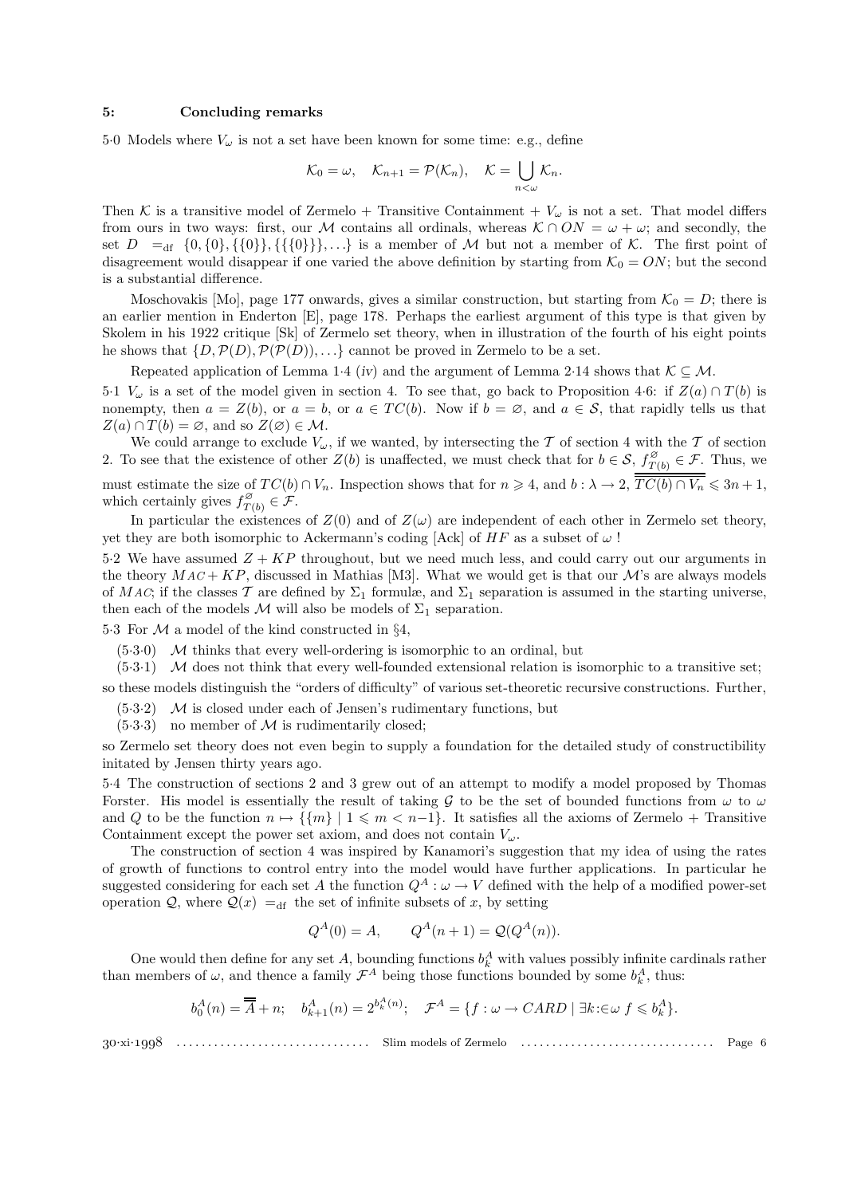## 5: Concluding remarks

5·0 Models where $V_\omega$ is not a set have been known for some time: e.g., define

$$\mathcal{K}_0 = \omega, \quad \mathcal{K}_{n+1} = \mathcal{P}(\mathcal{K}_n), \quad \mathcal{K} = \bigcup_{n<\omega} \mathcal{K}_n.$$

Then $\mathcal{K}$ is a transitive model of Zermelo + Transitive Containment + $V_\omega$ is not a set. That model differs from ours in two ways: first, our $\mathcal{M}$ contains all ordinals, whereas $\mathcal{K} \cap ON = \omega + \omega$; and secondly, the set $D \ =_{\rm df} \ \{0, \{0\}, \{\{0\}\}, \{\{\{0\}\}\}, \ldots\}$ is a member of $\mathcal{M}$ but not a member of $\mathcal{K}$. The first point of disagreement would disappear if one varied the above definition by starting from $\mathcal{K}_0 = ON$; but the second is a substantial difference.

Moschovakis [Mo], page 177 onwards, gives a similar construction, but starting from $\mathcal{K}_0 = D$; there is an earlier mention in Enderton [E], page 178. Perhaps the earliest argument of this type is that given by Skolem in his 1922 critique [Sk] of Zermelo set theory, when in illustration of the fourth of his eight points he shows that $\{D, \mathcal{P}(D), \mathcal{P}(\mathcal{P}(D)), \ldots\}$ cannot be proved in Zermelo to be a set.

Repeated application of Lemma 1·4 (*iv*) and the argument of Lemma 2·14 shows that $\mathcal{K} \subseteq \mathcal{M}$.

5·1 $V_\omega$ is a set of the model given in section 4. To see that, go back to Proposition 4·6: if $Z(a) \cap T(b)$ is nonempty, then $a = Z(b)$, or $a = b$, or $a \in TC(b)$. Now if $b = \varnothing$, and $a \in \mathcal{S}$, that rapidly tells us that $Z(a) \cap T(b) = \varnothing$, and so $Z(\varnothing) \in \mathcal{M}$.

We could arrange to exclude $V_\omega$, if we wanted, by intersecting the $\mathcal{T}$ of section 4 with the $\mathcal{T}$ of section 2. To see that the existence of other $Z(b)$ is unaffected, we must check that for $b \in \mathcal{S}$, $f^{\varnothing}_{T(b)} \in \mathcal{F}$. Thus, we must estimate the size of $TC(b) \cap V_n$. Inspection shows that for $n \geqslant 4$, and $b : \lambda \to 2$, $\overline{\overline{TC(b) \cap V_n}} \leqslant 3n + 1$, which certainly gives $f^{\varnothing}_{T(b)} \in \mathcal{F}$.

In particular the existences of $Z(0)$ and of $Z(\omega)$ are independent of each other in Zermelo set theory, yet they are both isomorphic to Ackermann's coding [Ack] of $HF$ as a subset of $\omega$ !

5·2 We have assumed $Z + KP$ throughout, but we need much less, and could carry out our arguments in the theory $MAC + KP$, discussed in Mathias [M3]. What we would get is that our $\mathcal{M}$'s are always models of $MAC$; if the classes $\mathcal{T}$ are defined by $\Sigma_1$ formulæ, and $\Sigma_1$ separation is assumed in the starting universe, then each of the models $\mathcal{M}$ will also be models of $\Sigma_1$ separation.

5·3 For $\mathcal{M}$ a model of the kind constructed in §4,

(5·3·0) $\mathcal{M}$ thinks that every well-ordering is isomorphic to an ordinal, but

(5·3·1) $\mathcal{M}$ does not think that every well-founded extensional relation is isomorphic to a transitive set;

so these models distinguish the "orders of difficulty" of various set-theoretic recursive constructions. Further,

(5·3·2) $\mathcal{M}$ is closed under each of Jensen's rudimentary functions, but

(5·3·3) no member of $\mathcal{M}$ is rudimentarily closed;

so Zermelo set theory does not even begin to supply a foundation for the detailed study of constructibility initated by Jensen thirty years ago.

5·4 The construction of sections 2 and 3 grew out of an attempt to modify a model proposed by Thomas Forster. His model is essentially the result of taking $\mathcal{G}$ to be the set of bounded functions from $\omega$ to $\omega$ and $Q$ to be the function $n \mapsto \{\{m\} \mid 1 \leqslant m < n{-}1\}$. It satisfies all the axioms of Zermelo + Transitive Containment except the power set axiom, and does not contain $V_\omega$.

The construction of section 4 was inspired by Kanamori's suggestion that my idea of using the rates of growth of functions to control entry into the model would have further applications. In particular he suggested considering for each set $A$ the function $Q^A : \omega \to V$ defined with the help of a modified power-set operation $\mathcal{Q}$, where $\mathcal{Q}(x) \ =_{\rm df}$ the set of infinite subsets of $x$, by setting

$$Q^A(0) = A, \qquad Q^A(n+1) = \mathcal{Q}(Q^A(n)).$$

One would then define for any set $A$, bounding functions $b^A_k$ with values possibly infinite cardinals rather than members of $\omega$, and thence a family $\mathcal{F}^A$ being those functions bounded by some $b^A_k$, thus:

$$b^A_0(n) = \overline{\overline{A}} + n; \quad b^A_{k+1}(n) = 2^{b^A_k(n)}; \quad \mathcal{F}^A = \{f : \omega \to CARD \mid \exists k {:}{\in} \omega \ f \leqslant b^A_k\}.$$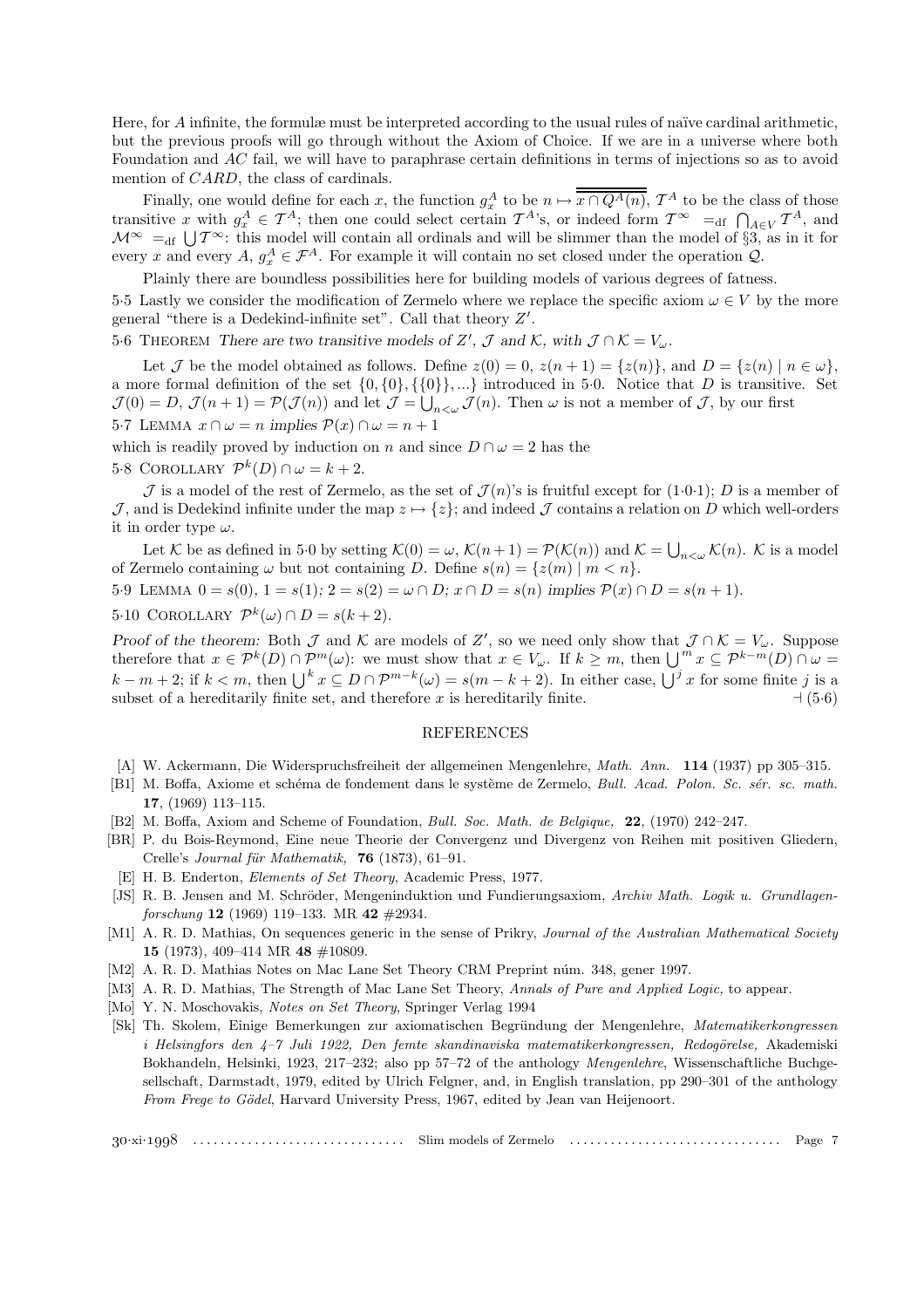Here, for $A$ infinite, the formulæ must be interpreted according to the usual rules of naïve cardinal arithmetic, but the previous proofs will go through without the Axiom of Choice. If we are in a universe where both Foundation and $AC$ fail, we will have to paraphrase certain definitions in terms of injections so as to avoid mention of $CARD$, the class of cardinals.

Finally, one would define for each $x$, the function $g_x^A$ to be $n \mapsto \overline{\overline{x \cap Q^A(n)}}$, $\mathcal{T}^A$ to be the class of those transitive $x$ with $g_x^A \in \mathcal{T}^A$; then one could select certain $\mathcal{T}^A$'s, or indeed form $\mathcal{T}^\infty =_{\rm df} \bigcap_{A \in V} \mathcal{T}^A$, and $\mathcal{M}^\infty =_{\rm df} \bigcup \mathcal{T}^\infty$: this model will contain all ordinals and will be slimmer than the model of §3, as in it for every $x$ and every $A$, $g_x^A \in \mathcal{F}^A$. For example it will contain no set closed under the operation $\mathcal{Q}$.

Plainly there are boundless possibilities here for building models of various degrees of fatness.

5·5 Lastly we consider the modification of Zermelo where we replace the specific axiom $\omega \in V$ by the more general "there is a Dedekind-infinite set". Call that theory $Z'$.

5·6 THEOREM *There are two transitive models of* $Z'$, $\mathcal{J}$ *and* $\mathcal{K}$, *with* $\mathcal{J} \cap \mathcal{K} = V_\omega$.

Let $\mathcal{J}$ be the model obtained as follows. Define $z(0) = 0$, $z(n+1) = \{z(n)\}$, and $D = \{z(n) \mid n \in \omega\}$, a more formal definition of the set $\{0, \{0\}, \{\{0\}\}, ...\}$ introduced in 5·0. Notice that $D$ is transitive. Set $\mathcal{J}(0) = D$, $\mathcal{J}(n+1) = \mathcal{P}(\mathcal{J}(n))$ and let $\mathcal{J} = \bigcup_{n<\omega} \mathcal{J}(n)$. Then $\omega$ is not a member of $\mathcal{J}$, by our first

5·7 LEMMA $x \cap \omega = n$ *implies* $\mathcal{P}(x) \cap \omega = n + 1$

which is readily proved by induction on $n$ and since $D \cap \omega = 2$ has the

5·8 COROLLARY $\mathcal{P}^k(D) \cap \omega = k + 2$.

$\mathcal{J}$ is a model of the rest of Zermelo, as the set of $\mathcal{J}(n)$'s is fruitful except for (1·0·1); $D$ is a member of $\mathcal{J}$, and is Dedekind infinite under the map $z \mapsto \{z\}$; and indeed $\mathcal{J}$ contains a relation on $D$ which well-orders it in order type $\omega$.

Let $\mathcal{K}$ be as defined in 5·0 by setting $\mathcal{K}(0) = \omega$, $\mathcal{K}(n+1) = \mathcal{P}(\mathcal{K}(n))$ and $\mathcal{K} = \bigcup_{n<\omega} \mathcal{K}(n)$. $\mathcal{K}$ is a model of Zermelo containing $\omega$ but not containing $D$. Define $s(n) = \{z(m) \mid m < n\}$.

5·9 LEMMA $0 = s(0)$, $1 = s(1)$; $2 = s(2) = \omega \cap D$; $x \cap D = s(n)$ *implies* $\mathcal{P}(x) \cap D = s(n+1)$.

5·10 COROLLARY $\mathcal{P}^k(\omega) \cap D = s(k+2)$.

*Proof of the theorem:* Both $\mathcal{J}$ and $\mathcal{K}$ are models of $Z'$, so we need only show that $\mathcal{J} \cap \mathcal{K} = V_\omega$. Suppose therefore that $x \in \mathcal{P}^k(D) \cap \mathcal{P}^m(\omega)$: we must show that $x \in V_\omega$. If $k \geq m$, then $\bigcup^m x \subseteq \mathcal{P}^{k-m}(D) \cap \omega = k - m + 2$; if $k < m$, then $\bigcup^k x \subseteq D \cap \mathcal{P}^{m-k}(\omega) = s(m - k + 2)$. In either case, $\bigcup^j x$ for some finite $j$ is a subset of a hereditarily finite set, and therefore $x$ is hereditarily finite. ⊣ (5·6)

## REFERENCES

[A] W. Ackermann, Die Widerspruchsfreiheit der allgemeinen Mengenlehre, *Math. Ann.* **114** (1937) pp 305–315.

[B1] M. Boffa, Axiome et schéma de fondement dans le système de Zermelo, *Bull. Acad. Polon. Sc. sér. sc. math.* **17**, (1969) 113–115.

[B2] M. Boffa, Axiom and Scheme of Foundation, *Bull. Soc. Math. de Belgique,* **22**, (1970) 242–247.

[BR] P. du Bois-Reymond, Eine neue Theorie der Convergenz und Divergenz von Reihen mit positiven Gliedern, Crelle's *Journal für Mathematik,* **76** (1873), 61–91.

[E] H. B. Enderton, *Elements of Set Theory*, Academic Press, 1977.

[JS] R. B. Jensen and M. Schröder, Mengeninduktion und Fundierungsaxiom, *Archiv Math. Logik u. Grundlagenforschung* **12** (1969) 119–133. MR **42** #2934.

[M1] A. R. D. Mathias, On sequences generic in the sense of Prikry, *Journal of the Australian Mathematical Society* **15** (1973), 409–414 MR **48** #10809.

[M2] A. R. D. Mathias Notes on Mac Lane Set Theory CRM Preprint núm. 348, gener 1997.

[M3] A. R. D. Mathias, The Strength of Mac Lane Set Theory, *Annals of Pure and Applied Logic,* to appear.

[Mo] Y. N. Moschovakis, *Notes on Set Theory*, Springer Verlag 1994

[Sk] Th. Skolem, Einige Bemerkungen zur axiomatischen Begründung der Mengenlehre, *Matematikerkongressen i Helsingfors den 4–7 Juli 1922, Den femte skandinaviska matematikerkongressen, Redogörelse,* Akademiski Bokhandeln, Helsinki, 1923, 217–232; also pp 57–72 of the anthology *Mengenlehre*, Wissenschaftliche Buchgesellschaft, Darmstadt, 1979, edited by Ulrich Felgner, and, in English translation, pp 290–301 of the anthology *From Frege to Gödel*, Harvard University Press, 1967, edited by Jean van Heijenoort.